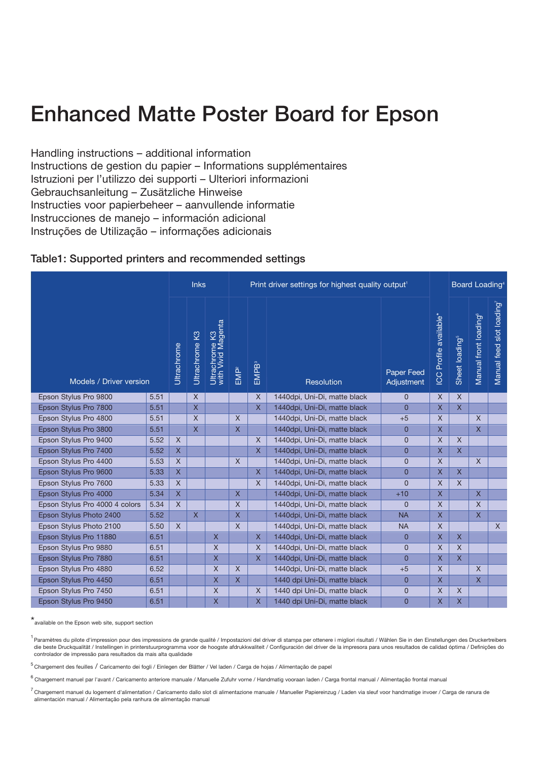# Enhanced Matte Poster Board for Epson

Handling instructions – additional information
Instructions de gestion du papier – Informations supplémentaires
Istruzioni per l'utilizzo dei supporti – Ulteriori informazioni
Gebrauchsanleitung – Zusätzliche Hinweise
Instructies voor papierbeheer – aanvullende informatie
Instrucciones de manejo – información adicional
Instruções de Utilização – informações adicionais

## Table1: Supported printers and recommended settings

| Models / Driver version | | Inks | | | Print driver settings for highest quality output[1] | | | | | Board Loading[4] | | |
|---|---|---|---|---|---|---|---|---|---|---|---|---|
| | | Ultrachrome | Ultrachrome K3 | Ultrachrome K3 with Vivid Magenta | EMP[2] | EMPB[3] | Resolution | Paper Feed Adjustment | ICC Profile available* | Sheet loading[5] | Manual front loading[6] | Manual feed slot loading[7] |
| Epson Stylus Pro 9800 | 5.51 | | X | | | X | 1440dpi, Uni-Di, matte black | 0 | X | X | | |
| Epson Stylus Pro 7800 | 5.51 | | X | | | X | 1440dpi, Uni-Di, matte black | 0 | X | X | | |
| Epson Stylus Pro 4800 | 5.51 | | X | | X | | 1440dpi, Uni-Di, matte black | +5 | X | | X | |
| Epson Stylus Pro 3800 | 5.51 | | X | | X | | 1440dpi, Uni-Di, matte black | 0 | X | | X | |
| Epson Stylus Pro 9400 | 5.52 | X | | | | X | 1440dpi, Uni-Di, matte black | 0 | X | X | | |
| Epson Stylus Pro 7400 | 5.52 | X | | | | X | 1440dpi, Uni-Di, matte black | 0 | X | X | | |
| Epson Stylus Pro 4400 | 5.53 | X | | | X | | 1440dpi, Uni-Di, matte black | 0 | X | | X | |
| Epson Stylus Pro 9600 | 5.33 | X | | | | X | 1440dpi, Uni-Di, matte black | 0 | X | X | | |
| Epson Stylus Pro 7600 | 5.33 | X | | | | X | 1440dpi, Uni-Di, matte black | 0 | X | X | | |
| Epson Stylus Pro 4000 | 5.34 | X | | | X | | 1440dpi, Uni-Di, matte black | +10 | X | | X | |
| Epson Stylus Pro 4000 4 colors | 5.34 | X | | | X | | 1440dpi, Uni-Di, matte black | 0 | X | | X | |
| Epson Stylus Photo 2400 | 5.52 | | X | | X | | 1440dpi, Uni-Di, matte black | NA | X | | X | |
| Epson Stylus Photo 2100 | 5.50 | X | | | X | | 1440dpi, Uni-Di, matte black | NA | X | | | X |
| Epson Stylus Pro 11880 | 6.51 | | | X | | X | 1440dpi, Uni-Di, matte black | 0 | X | X | | |
| Epson Stylus Pro 9880 | 6.51 | | | X | | X | 1440dpi, Uni-Di, matte black | 0 | X | X | | |
| Epson Stylus Pro 7880 | 6.51 | | | X | | X | 1440dpi, Uni-Di, matte black | 0 | X | X | | |
| Epson Stylus Pro 4880 | 6.52 | | | X | X | | 1440dpi, Uni-Di, matte black | +5 | X | | X | |
| Epson Stylus Pro 4450 | 6.51 | | | X | X | | 1440 dpi Uni-Di, matte black | 0 | X | | X | |
| Epson Stylus Pro 7450 | 6.51 | | | X | | X | 1440 dpi Uni-Di, matte black | 0 | X | X | | |
| Epson Stylus Pro 9450 | 6.51 | | | X | | X | 1440 dpi Uni-Di, matte black | 0 | X | X | | |

*available on the Epson web site, support section

[1] Paramètres du pilote d'impression pour des impressions de grande qualité / Impostazioni del driver di stampa per ottenere i migliori risultati / Wählen Sie in den Einstellungen des Druckertreibers die beste Druckqualität / Instellingen in printerstuurprogramma voor de hoogste afdrukkwaliteit / Configuración del driver de la impresora para unos resultados de calidad óptima / Definições do controlador de impressão para resultados da mais alta qualidade

[5] Chargement des feuilles / Caricamento dei fogli / Einlegen der Blätter / Vel laden / Carga de hojas / Alimentação de papel

[6] Chargement manuel par l'avant / Caricamento anteriore manuale / Manuelle Zufuhr vorne / Handmatig vooraan laden / Carga frontal manual / Alimentação frontal manual

[7] Chargement manuel du logement d'alimentation / Caricamento dallo slot di alimentazione manuale / Manueller Papiereinzug / Laden via sleuf voor handmatige invoer / Carga de ranura de alimentación manual / Alimentação pela ranhura de alimentação manual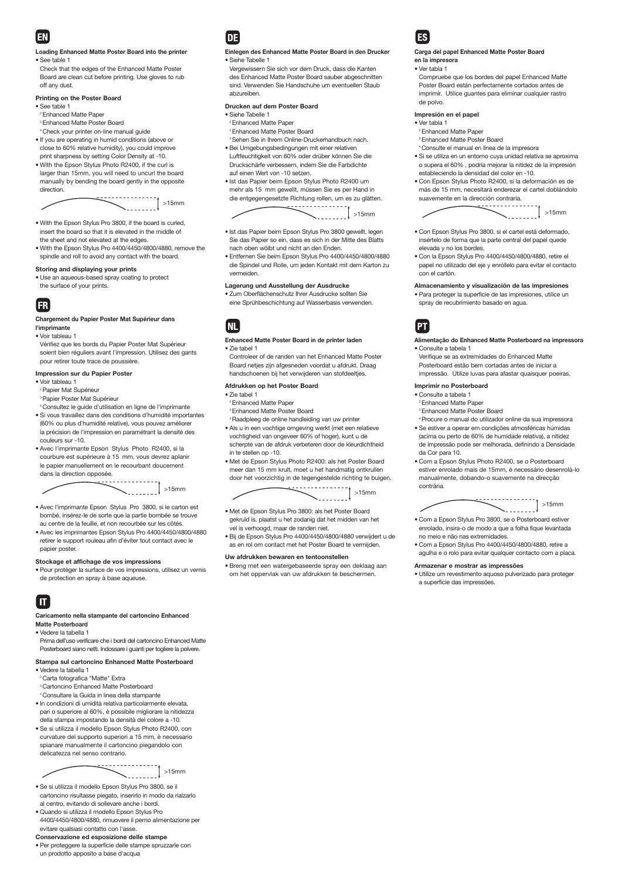# EN

**Loading Enhanced Matte Poster Board into the printer**

- See table 1

  Check that the edges of the Enhanced Matte Poster Board are clean cut before printing. Use gloves to rub off any dust.

**Printing on the Poster Board**

- See table 1

  [2] Enhanced Matte Paper

  [3] Enhanced Matte Poster Board

  [4] Check your printer on-line manual guide

- If you are operating in humid conditions (above or close to 60% relative humidity), you could improve print sharpness by setting Color Density at -10.
- With the Epson Stylus Photo R2400, if the curl is larger than 15mm, you will need to uncurl the board manually by bending the board gently in the opposite direction.

>15mm

- With the Epson Stylus Pro 3800, if the board is curled, insert the board so that it is elevated in the middle of the sheet and not elevated at the edges.
- With the Epson Stylus Pro 4400/4450/4800/4880, remove the spindle and roll to avoid any contact with the board.

**Storing and displaying your prints**

- Use an aqueous-based spray coating to protect the surface of your prints.

# FR

**Chargement du Papier Poster Mat Supérieur dans l'imprimante**

- Voir tableau 1

  Vérifiez que les bords du Papier Poster Mat Supérieur soient bien réguliers avant l'impression. Utilisez des gants pour retirer toute trace de poussière.

**Impression sur du Papier Poster**

- Voir tableau 1

  [2] Papier Mat Supérieur

  [3] Papier Poster Mat Supérieur

  [4] Consultez le guide d'utilisation en ligne de l'imprimante

- Si vous travaillez dans des conditions d'humidité importantes (60% ou plus d'humidité relative), vous pouvez améliorer la précision de l'impression en paramétrant la densité des couleurs sur -10.
- Avec l'imprimante Epson Stylus Photo R2400, si la courbure est supérieure à 15 mm, vous devrez aplanir le papier manuellement en le recourbant doucement dans la direction opposée.

>15mm

- Avec l'imprimante Epson Stylus Pro 3800, si le carton est bombé, insérez-le de sorte que la partie bombée se trouve au centre de la feuille, et non recourbée sur les côtés.
- Avec les imprimantes Epson Stylus Pro 4400/4450/4800/4880 retirer le support rouleau afin d'éviter tout contact avec le papier poster.

**Stockage et affichage de vos impressions**

- Pour protéger la surface de vos impressions, utilisez un vernis de protection en spray à base aqueuse.

# IT

**Caricamento nella stampante del cartoncino Enhanced Matte Posterboard**

- Vedere la tabella 1

  Prima dell'uso verificare che i bordi del cartoncino Enhanced Matte Posterboard siano netti. Indossare i guanti per togliere la polvere.

**Stampa sul cartoncino Enhanced Matte Posterboard**

- Vedere la tabella 1

  [2] Carta fotografica "Matte" Extra

  [3] Cartoncino Enhanced Matte Posterboard

  [4] Consultare la Guida in linea della stampante

- In condizioni di umidità relativa particolarmente elevata, pari o superiore al 60%, è possibile migliorare la nitidezza della stampa impostando la densità del colore a -10.
- Se si utilizza il modello Epson Stylus Photo R2400, con curvature del supporto superiori a 15 mm, è necessario spianare manualmente il cartoncino piegandolo con delicatezza nel senso contrario.

>15mm

- Se si utilizza il modello Epson Stylus Pro 3800, se il cartoncino risultasse piegato, inserirlo in modo da rialzarlo al centro, evitando di sollevare anche i bordi.
- Quando si utilizza il modello Epson Stylus Pro 4400/4450/4800/4880, rimuovere il perno alimentazione per evitare qualsiasi contatto con l'asse.

**Conservazione ed esposizione delle stampe**

- Per proteggere la superficie delle stampe spruzzarle con un prodotto apposito a base d'acqua

# DE

**Einlegen des Enhanced Matte Poster Board in den Drucker**

- Siehe Tabelle 1

  Vergewissern Sie sich vor dem Druck, dass die Kanten des Enhanced Matte Poster Board sauber abgeschnitten sind. Verwenden Sie Handschuhe um eventuellen Staub abzureiben.

**Drucken auf dem Poster Board**

- Siehe Tabelle 1

  [2] Enhanced Matte Paper

  [3] Enhanced Matte Poster Board

  [4] Sehen Sie in Ihrem Online-Druckerhandbuch nach.

- Bei Umgebungsbedingungen mit einer relativen Luftfeuchtigkeit von 60% oder drüber können Sie die Druckschärfe verbessern, indem Sie die Farbdichte auf einen Wert von -10 setzen.
- Ist das Papier beim Epson Stylus Photo R2400 um mehr als 15 mm gewellt, müssen Sie es per Hand in die entgegengesetzte Richtung rollen, um es zu glätten.

>15mm

- Ist das Papier beim Epson Stylus Pro 3800 gewellt, legen Sie das Papier so ein, dass es sich in der Mitte des Blatts nach oben wölbt und nicht an den Enden.
- Entfernen Sie beim Epson Stylus Pro 4400/4450/4800/4880 die Spindel und Rolle, um jeden Kontakt mit dem Karton zu vermeiden.

**Lagerung und Ausstellung der Ausdrucke**

- Zum Oberflächenschutz Ihrer Ausdrucke sollten Sie eine Sprühbeschichtung auf Wasserbasis verwenden.

# NL

**Enhanced Matte Poster Board in de printer laden**

- Zie tabel 1

  Controleer of de randen van het Enhanced Matte Poster Board netjes zijn afgesneden voordat u afdrukt. Draag handschoenen bij het verwijderen van stofdeeltjes.

**Afdrukken op het Poster Board**

- Zie tabel 1

  [2] Enhanced Matte Paper

  [3] Enhanced Matte Poster Board

  [4] Raadpleeg de online handleiding van uw printer

- Als u in een vochtige omgeving werkt (met een relatieve vochtigheid van ongeveer 60% of hoger), kunt u de scherpte van de afdruk verbeteren door de kleurdichtheid in te stellen op -10.
- Met de Epson Stylus Photo R2400: als het Poster Board meer dan 15 mm krult, moet u het handmatig ontkrullen door het voorzichtig in de tegengestelde richting te buigen.

>15mm

- Met de Epson Stylus Pro 3800: als het Poster Board gekruld is, plaatst u het zodanig dat het midden van het vel is verhoogd, maar de randen niet.
- Bij de Epson Stylus Pro 4400/4450/4800/4880 verwijdert u de as en rol om contact met het Poster Board te vermijden.

**Uw afdrukken bewaren en tentoonstellen**

- Breng met een watergebaseerde spray een deklaag aan om het oppervlak van uw afdrukken te beschermen.

# ES

**Carga del papel Enhanced Matte Poster Board en la impresora**

- Ver tabla 1

  Compruebe que los bordes del papel Enhanced Matte Poster Board están perfectamente cortados antes de imprimir. Utilice guantes para eliminar cualquier rastro de polvo.

**Impresión en el papel**

- Ver tabla 1

  [2] Enhanced Matte Paper

  [3] Enhanced Matte Poster Board

  [4] Consulte el manual en línea de la impresora

- Si se utiliza en un entorno cuya unidad relativa se aproxima o supera el 60% , podría mejorar la nitidez de la impresión estableciendo la densidad del color en -10.
- Con Epson Stylus Photo R2400, si la deformación es de más de 15 mm, necesitará enderezar el cartel doblándolo suavemente en la dirección contraria.

>15mm

- Con Epson Stylus Pro 3800, si el cartel está deformado, insértelo de forma que la parte central del papel quede elevada y no los bordes.
- Con la Epson Stylus Pro 4400/4450/4800/4880, retire el papel no utilizado del eje y enróllelo para evitar el contacto con el cartón.

**Almacenamiento y visualización de las impresiones**

- Para proteger la superficie de las impresiones, utilice un spray de recubrimiento basado en agua.

# PT

**Alimentação do Enhanced Matte Posterboard na impressora**

- Consulte a tabela 1

  Verifique se as extremidades do Enhanced Matte Posterboard estão bem cortadas antes de iniciar a impressão. Utilize luvas para afastar quaisquer poeiras.

**Imprimir no Posterboard**

- Consulte a tabela 1

  [2] Enhanced Matte Paper

  [3] Enhanced Matte Poster Board

  [4] Procure o manual do utilizador online da sua impressora

- Se estiver a operar em condições atmosféricas húmidas (acima ou perto de 60% de humidade relativa), a nitidez de impressão pode ser melhorada, definindo a Densidade da Cor para 10.
- Com a Epson Stylus Photo R2400, se o Posterboard estiver enrolado mais de 15mm, é necessário desenrolá-lo manualmente, dobrando-o suavemente na direcção contrária.

>15mm

- Com a Epson Stylus Pro 3800, se o Posterboard estiver enrolado, insira-o de modo a que a folha fique levantada no meio e não nas extremidades.
- Com a Epson Stylus Pro 4400/4450/4800/4880, retire a agulha e o rolo para evitar qualquer contacto com a placa.

**Armazenar e mostrar as impressões**

- Utilize um revestimento aquoso pulverizado para proteger a superfície das impressões.